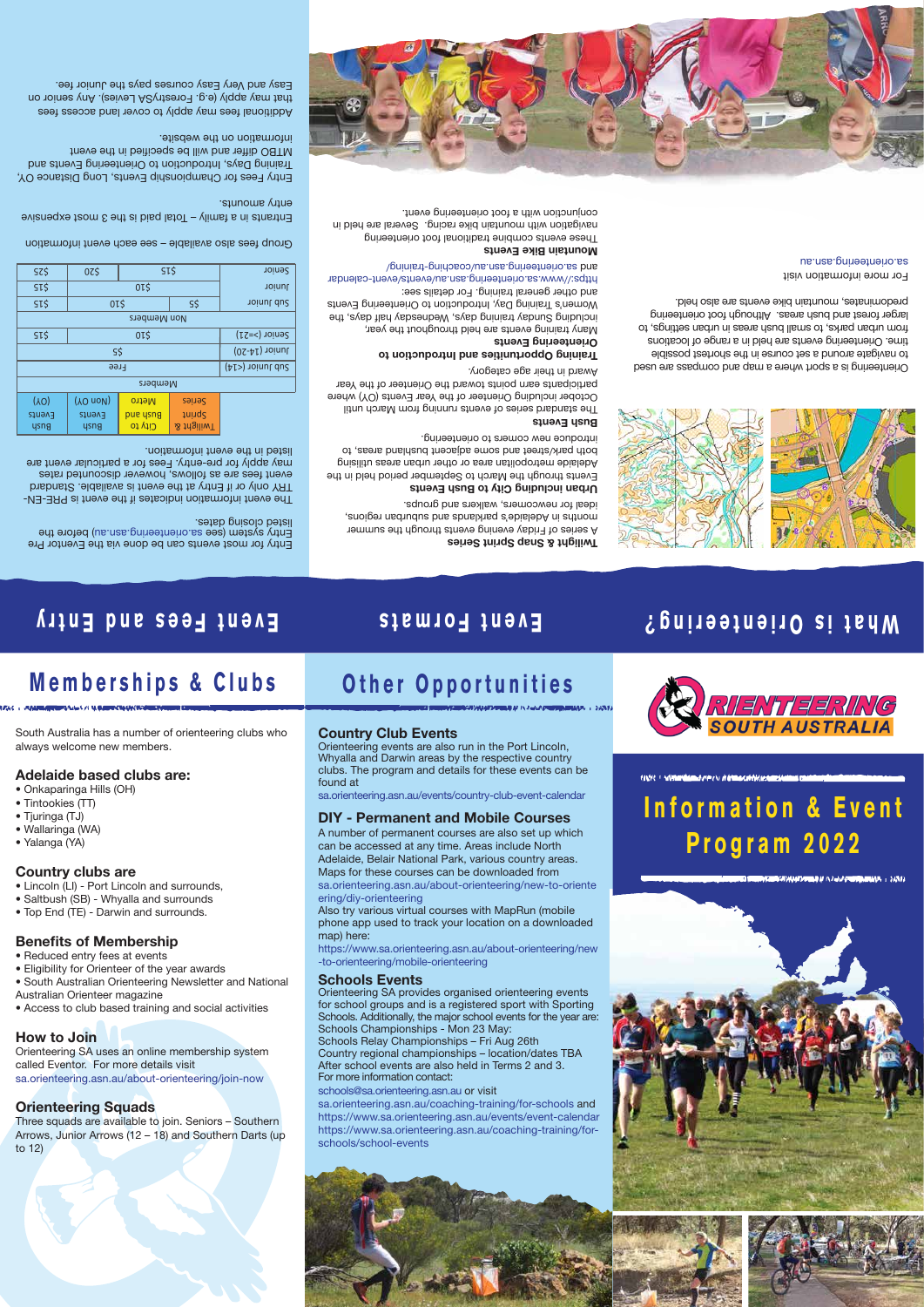# ORIENTEERING SOUTH AUSTRALIA

# Information & Event Program 2022

## What is Orienteering?

Orienteering is a sport where a map and compass are used to navigate around a set course in the shortest possible time. Orienteering events are held in a range of locations from urban parks, to small bush areas in urban settings, to larger forest and bush areas. Although foot orienteering predominates, mountain bike events are also held.

For more information visit
sa.orienteering.asn.au

## Event Formats

**Twilight & Snap Sprint Series**
A series of Friday evening events through the summer months in Adelaide's parklands and suburban regions, ideal for newcomers, walkers and groups.

**Urban including City to Bush Events**
Events through the March to September period held in the Adelaide metropolitan area or other urban areas utilising both park/street and some adjacent bushland areas, to introduce new comers to orienteering.

**Bush Events**
The standard series of events running from March until October including Orienteer of the Year Events (OY) where participants earn points toward the Orienteer of the Year Award in their age category.

**Training Opportunities and Introduction to Orienteering Events**
Many training events are held throughout the year, including Sunday training days, Wednesday half days, the Women's Training Day, Introduction to Orienteering Events and other general training. For details see:
https://www.sa.orienteering.asn.au/events/event-calendar
and sa.orienteering.asn.au/coaching-training/

**Mountain Bike Events**
These events combine traditional foot orienteering navigation with mountain bike racing. Several are held in conjunction with a foot orienteering event.

## Event Fees and Entry

Entry for most events can be done via the Eventor Pre Entry system (see sa.orienteering.asn.au) before the listed closing dates.

The event information indicates if the event is PRE-EN-TRY only or if Entry at the event is available. Standard event fees are as follows, however discounted rates may apply for pre-entry. Fees for a particular event are listed in the event information.

| | Twilight & Sprint Series | City to Bush and Metro | Bush Events (Non OY) | Bush Events (OY) |
|---|---|---|---|---|
| **Members** | | | | |
| Sub Junior (<14) | Free | | | |
| Junior (14-20) | $5 | | | |
| Senior (>=21) | $10 | | | $15 |
| **Non Members** | | | | |
| Sub Junior | $5 | $10 | | $15 |
| Junior | $10 | | | $15 |
| Senior | $15 | | $20 | $25 |

Group fees also available – see each event information

Entrants in a family – Total paid is the 3 most expensive entry amounts.

Entry Fees for Championship Events, Long Distance OY, Training Days, Introduction to Orienteering Events and MTBO differ and will be specified in the event information on the website.

Additional fees may apply to cover land access fees that may apply (e.g. ForestrySA Levies). Any senior on Easy and Very Easy courses pays the junior fee.

## Memberships & Clubs

South Australia has a number of orienteering clubs who always welcome new members.

### Adelaide based clubs are:

- Onkaparinga Hills (OH)
- Tintookies (TT)
- Tjuringa (TJ)
- Wallaringa (WA)
- Yalanga (YA)

### Country clubs are

- Lincoln (LI) - Port Lincoln and surrounds,
- Saltbush (SB) - Whyalla and surrounds
- Top End (TE) - Darwin and surrounds.

### Benefits of Membership

- Reduced entry fees at events
- Eligibility for Orienteer of the year awards
- South Australian Orienteering Newsletter and National Australian Orienteer magazine
- Access to club based training and social activities

### How to Join

Orienteering SA uses an online membership system called Eventor. For more details visit
sa.orienteering.asn.au/about-orienteering/join-now

### Orienteering Squads

Three squads are available to join. Seniors – Southern Arrows, Junior Arrows (12 – 18) and Southern Darts (up to 12)

## Other Opportunities

### Country Club Events

Orienteering events are also run in the Port Lincoln, Whyalla and Darwin areas by the respective country clubs. The program and details for these events can be found at
sa.orienteering.asn.au/events/country-club-event-calendar

### DIY - Permanent and Mobile Courses

A number of permanent courses are also set up which can be accessed at any time. Areas include North Adelaide, Belair National Park, various country areas. Maps for these courses can be downloaded from
sa.orienteering.asn.au/about-orienteering/new-to-orienteering/diy-orienteering
Also try various virtual courses with MapRun (mobile phone app used to track your location on a downloaded map) here:
https://www.sa.orienteering.asn.au/about-orienteering/new-to-orienteering/mobile-orienteering

### Schools Events

Orienteering SA provides organised orienteering events for school groups and is a registered sport with Sporting Schools. Additionally, the major school events for the year are:
Schools Championships - Mon 23 May:
Schools Relay Championships – Fri Aug 26th
Country regional championships – location/dates TBA
After school events are also held in Terms 2 and 3.
For more information contact:
schools@sa.orienteering.asn.au or visit
sa.orienteering.asn.au/coaching-training/for-schools and
https://www.sa.orienteering.asn.au/events/event-calendar
https://www.sa.orienteering.asn.au/coaching-training/for-schools/school-events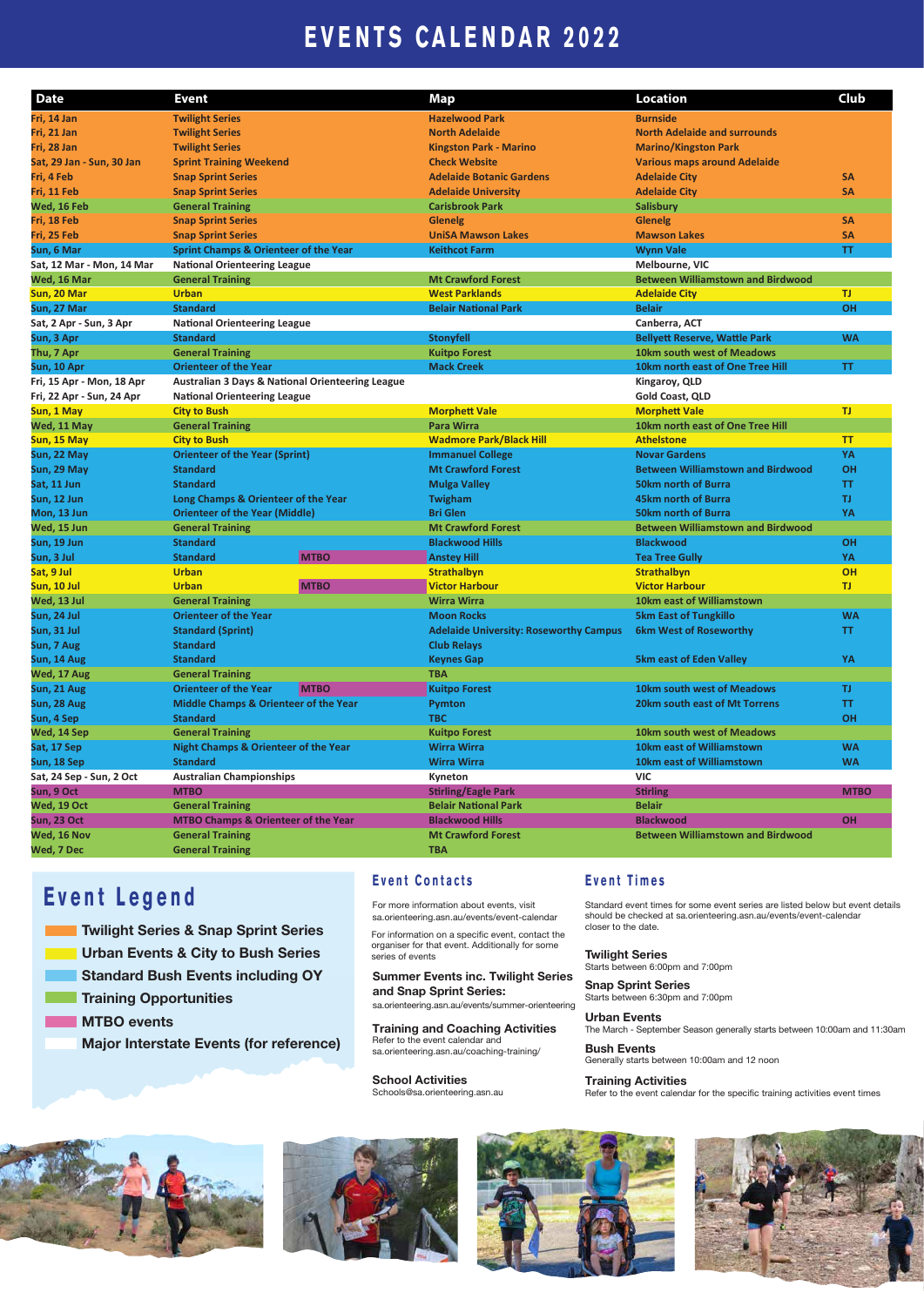# EVENTS CALENDAR 2022

| Date | Event | Map | Location | Club |
|---|---|---|---|---|
| Fri, 14 Jan | Twilight Series | Hazelwood Park | Burnside | |
| Fri, 21 Jan | Twilight Series | North Adelaide | North Adelaide and surrounds | |
| Fri, 28 Jan | Twilight Series | Kingston Park - Marino | Marino/Kingston Park | |
| Sat, 29 Jan - Sun, 30 Jan | Sprint Training Weekend | Check Website | Various maps around Adelaide | |
| Fri, 4 Feb | Snap Sprint Series | Adelaide Botanic Gardens | Adelaide City | SA |
| Fri, 11 Feb | Snap Sprint Series | Adelaide University | Adelaide City | SA |
| Wed, 16 Feb | General Training | Carisbrook Park | Salisbury | |
| Fri, 18 Feb | Snap Sprint Series | Glenelg | Glenelg | SA |
| Fri, 25 Feb | Snap Sprint Series | UniSA Mawson Lakes | Mawson Lakes | SA |
| Sun, 6 Mar | Sprint Champs & Orienteer of the Year | Keithcot Farm | Wynn Vale | TT |
| Sat, 12 Mar - Mon, 14 Mar | National Orienteering League | | Melbourne, VIC | |
| Wed, 16 Mar | General Training | Mt Crawford Forest | Between Williamstown and Birdwood | |
| Sun, 20 Mar | Urban | West Parklands | Adelaide City | TJ |
| Sun, 27 Mar | Standard | Belair National Park | Belair | OH |
| Sat, 2 Apr - Sun, 3 Apr | National Orienteering League | | Canberra, ACT | |
| Sun, 3 Apr | Standard | Stonyfell | Bellyett Reserve, Wattle Park | WA |
| Thu, 7 Apr | General Training | Kuitpo Forest | 10km south west of Meadows | |
| Sun, 10 Apr | Orienteer of the Year | Mack Creek | 10km north east of One Tree Hill | TT |
| Fri, 15 Apr - Mon, 18 Apr | Australian 3 Days & National Orienteering League | | Kingaroy, QLD | |
| Fri, 22 Apr - Sun, 24 Apr | National Orienteering League | | Gold Coast, QLD | |
| Sun, 1 May | City to Bush | Morphett Vale | Morphett Vale | TJ |
| Wed, 11 May | General Training | Para Wirra | 10km north east of One Tree Hill | |
| Sun, 15 May | City to Bush | Wadmore Park/Black Hill | Athelstone | TT |
| Sun, 22 May | Orienteer of the Year (Sprint) | Immanuel College | Novar Gardens | YA |
| Sun, 29 May | Standard | Mt Crawford Forest | Between Williamstown and Birdwood | OH |
| Sat, 11 Jun | Standard | Mulga Valley | 50km north of Burra | TT |
| Sun, 12 Jun | Long Champs & Orienteer of the Year | Twigham | 45km north of Burra | TJ |
| Mon, 13 Jun | Orienteer of the Year (Middle) | Bri Glen | 50km north of Burra | YA |
| Wed, 15 Jun | General Training | Mt Crawford Forest | Between Williamstown and Birdwood | |
| Sun, 19 Jun | Standard | Blackwood Hills | Blackwood | OH |
| Sun, 3 Jul | Standard MTBO | Anstey Hill | Tea Tree Gully | YA |
| Sat, 9 Jul | Urban | Strathalbyn | Strathalbyn | OH |
| Sun, 10 Jul | Urban MTBO | Victor Harbour | Victor Harbour | TJ |
| Wed, 13 Jul | General Training | Wirra Wirra | 10km east of Williamstown | |
| Sun, 24 Jul | Orienteer of the Year | Moon Rocks | 5km East of Tungkillo | WA |
| Sun, 31 Jul | Standard (Sprint) | Adelaide University: Roseworthy Campus | 6km West of Roseworthy | TT |
| Sun, 7 Aug | Standard | Club Relays | | |
| Sun, 14 Aug | Standard | Keynes Gap | 5km east of Eden Valley | YA |
| Wed, 17 Aug | General Training | TBA | | |
| Sun, 21 Aug | Orienteer of the Year MTBO | Kuitpo Forest | 10km south west of Meadows | TJ |
| Sun, 28 Aug | Middle Champs & Orienteer of the Year | Pymton | 20km south east of Mt Torrens | TT |
| Sun, 4 Sep | Standard | TBC | | OH |
| Wed, 14 Sep | General Training | Kuitpo Forest | 10km south west of Meadows | |
| Sat, 17 Sep | Night Champs & Orienteer of the Year | Wirra Wirra | 10km east of Williamstown | WA |
| Sun, 18 Sep | Standard | Wirra Wirra | 10km east of Williamstown | WA |
| Sat, 24 Sep - Sun, 2 Oct | Australian Championships | Kyneton | VIC | |
| Sun, 9 Oct | MTBO | Stirling/Eagle Park | Stirling | MTBO |
| Wed, 19 Oct | General Training | Belair National Park | Belair | |
| Sun, 23 Oct | MTBO Champs & Orienteer of the Year | Blackwood Hills | Blackwood | OH |
| Wed, 16 Nov | General Training | Mt Crawford Forest | Between Williamstown and Birdwood | |
| Wed, 7 Dec | General Training | TBA | | |

## Event Legend

- Twilight Series & Snap Sprint Series
- Urban Events & City to Bush Series
- Standard Bush Events including OY
- Training Opportunities
- MTBO events
- Major Interstate Events (for reference)

## Event Contacts

For more information about events, visit sa.orienteering.asn.au/events/event-calendar

For information on a specific event, contact the organiser for that event. Additionally for some series of events

**Summer Events inc. Twilight Series and Snap Sprint Series:**
sa.orienteering.asn.au/events/summer-orienteering

**Training and Coaching Activities**
Refer to the event calendar and sa.orienteering.asn.au/coaching-training/

**School Activities**
Schools@sa.orienteering.asn.au

## Event Times

Standard event times for some event series are listed below but event details should be checked at sa.orienteering.asn.au/events/event-calendar closer to the date.

**Twilight Series**
Starts between 6:00pm and 7:00pm

**Snap Sprint Series**
Starts between 6:30pm and 7:00pm

**Urban Events**
The March - September Season generally starts between 10:00am and 11:30am

**Bush Events**
Generally starts between 10:00am and 12 noon

**Training Activities**
Refer to the event calendar for the specific training activities event times